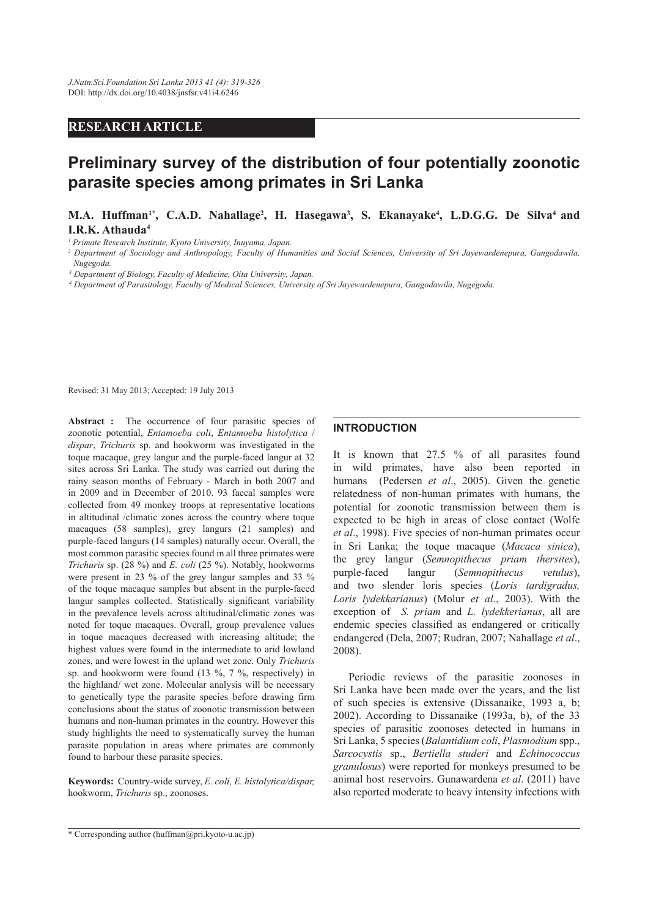RESEARCH ARTICLE

# Preliminary survey of the distribution of four potentially zoonotic parasite species among primates in Sri Lanka

**M.A. Huffman[1*], C.A.D. Nahallage[2], H. Hasegawa[3], S. Ekanayake[4], L.D.G.G. De Silva[4] and I.R.K. Athauda[4]**

[1] *Primate Research Institute, Kyoto University, Inuyama, Japan.*
[2] *Department of Sociology and Anthropology, Faculty of Humanities and Social Sciences, University of Sri Jayewardenepura, Gangodawila, Nugegoda.*
[3] *Department of Biology, Faculty of Medicine, Oita University, Japan.*
[4] *Department of Parasitology, Faculty of Medical Sciences, University of Sri Jayewardenepura, Gangodawila, Nugegoda.*

Revised: 31 May 2013; Accepted: 19 July 2013

**Abstract :** The occurrence of four parasitic species of zoonotic potential, *Entamoeba coli*, *Entamoeba histolytica* / *dispar*, *Trichuris* sp. and hookworm was investigated in the toque macaque, grey langur and the purple-faced langur at 32 sites across Sri Lanka. The study was carried out during the rainy season months of February - March in both 2007 and in 2009 and in December of 2010. 93 faecal samples were collected from 49 monkey troops at representative locations in altitudinal /climatic zones across the country where toque macaques (58 samples), grey langurs (21 samples) and purple-faced langurs (14 samples) naturally occur. Overall, the most common parasitic species found in all three primates were *Trichuris* sp. (28 %) and *E. coli* (25 %). Notably, hookworms were present in 23 % of the grey langur samples and 33 % of the toque macaque samples but absent in the purple-faced langur samples collected. Statistically significant variability in the prevalence levels across altitudinal/climatic zones was noted for toque macaques. Overall, group prevalence values in toque macaques decreased with increasing altitude; the highest values were found in the intermediate to arid lowland zones, and were lowest in the upland wet zone. Only *Trichuris* sp. and hookworm were found (13 %, 7 %, respectively) in the highland/ wet zone. Molecular analysis will be necessary to genetically type the parasite species before drawing firm conclusions about the status of zoonotic transmission between humans and non-human primates in the country. However this study highlights the need to systematically survey the human parasite population in areas where primates are commonly found to harbour these parasite species.

**Keywords:** Country-wide survey, *E. coli, E. histolytica/dispar,* hookworm, *Trichuris* sp., zoonoses.

## INTRODUCTION

It is known that 27.5 % of all parasites found in wild primates, have also been reported in humans (Pedersen *et al*., 2005). Given the genetic relatedness of non-human primates with humans, the potential for zoonotic transmission between them is expected to be high in areas of close contact (Wolfe *et al*., 1998). Five species of non-human primates occur in Sri Lanka; the toque macaque (*Macaca sinica*), the grey langur (*Semnopithecus priam thersites*), purple-faced langur (*Semnopithecus vetulus*), and two slender loris species (*Loris tardigradus, Loris lydekkarianus*) (Molur *et al*., 2003). With the exception of *S. priam* and *L. lydekkerianus*, all are endemic species classified as endangered or critically endangered (Dela, 2007; Rudran, 2007; Nahallage *et al*., 2008).

Periodic reviews of the parasitic zoonoses in Sri Lanka have been made over the years, and the list of such species is extensive (Dissanaike, 1993 a, b; 2002). According to Dissanaike (1993a, b), of the 33 species of parasitic zoonoses detected in humans in Sri Lanka, 5 species (*Balantidium coli*, *Plasmodium* spp., *Sarcocystis* sp., *Bertiella studeri* and *Echinococcus granulosus*) were reported for monkeys presumed to be animal host reservoirs. Gunawardena *et al*. (2011) have also reported moderate to heavy intensity infections with

* Corresponding author (huffman@pri.kyoto-u.ac.jp)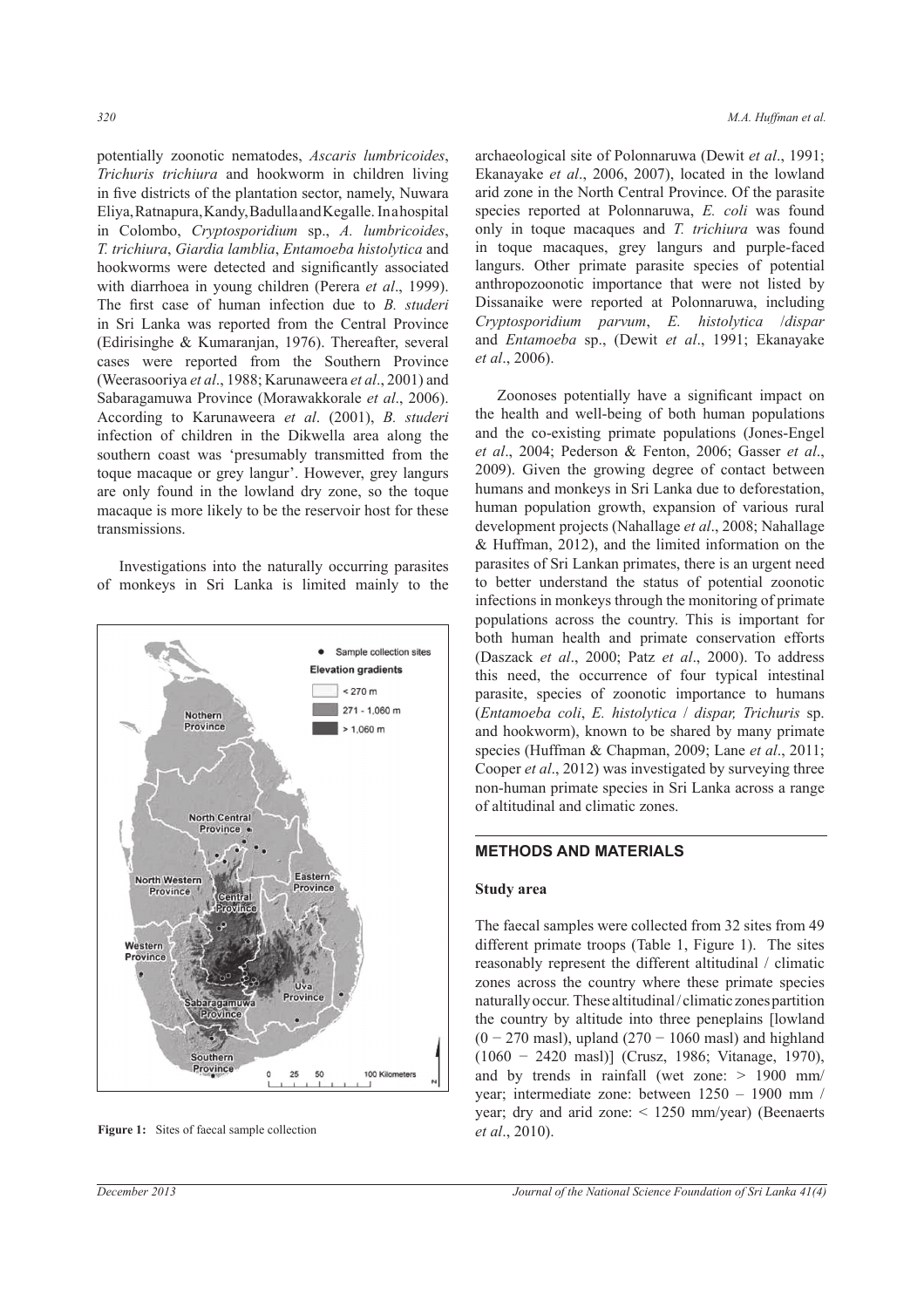potentially zoonotic nematodes, *Ascaris lumbricoides*, *Trichuris trichiura* and hookworm in children living in five districts of the plantation sector, namely, Nuwara Eliya, Ratnapura, Kandy, Badulla and Kegalle. In a hospital in Colombo, *Cryptosporidium* sp., *A. lumbricoides*, *T. trichiura*, *Giardia lamblia*, *Entamoeba histolytica* and hookworms were detected and significantly associated with diarrhoea in young children (Perera *et al*., 1999). The first case of human infection due to *B. studeri* in Sri Lanka was reported from the Central Province (Edirisinghe & Kumaranjan, 1976). Thereafter, several cases were reported from the Southern Province (Weerasooriya *et al*., 1988; Karunaweera *et al*., 2001) and Sabaragamuwa Province (Morawakkorale *et al*., 2006). According to Karunaweera *et al*. (2001), *B. studeri* infection of children in the Dikwella area along the southern coast was 'presumably transmitted from the toque macaque or grey langur'. However, grey langurs are only found in the lowland dry zone, so the toque macaque is more likely to be the reservoir host for these transmissions.

Investigations into the naturally occurring parasites of monkeys in Sri Lanka is limited mainly to the archaeological site of Polonnaruwa (Dewit *et al*., 1991; Ekanayake *et al*., 2006, 2007), located in the lowland arid zone in the North Central Province. Of the parasite species reported at Polonnaruwa, *E. coli* was found only in toque macaques and *T. trichiura* was found in toque macaques, grey langurs and purple-faced langurs. Other primate parasite species of potential anthropozoonotic importance that were not listed by Dissanaike were reported at Polonnaruwa, including *Cryptosporidium parvum*, *E. histolytica* /*dispar* and *Entamoeba* sp., (Dewit *et al*., 1991; Ekanayake *et al*., 2006).

Zoonoses potentially have a significant impact on the health and well-being of both human populations and the co-existing primate populations (Jones-Engel *et al*., 2004; Pederson & Fenton, 2006; Gasser *et al*., 2009). Given the growing degree of contact between humans and monkeys in Sri Lanka due to deforestation, human population growth, expansion of various rural development projects (Nahallage *et al*., 2008; Nahallage & Huffman, 2012), and the limited information on the parasites of Sri Lankan primates, there is an urgent need to better understand the status of potential zoonotic infections in monkeys through the monitoring of primate populations across the country. This is important for both human health and primate conservation efforts (Daszack *et al*., 2000; Patz *et al*., 2000). To address this need, the occurrence of four typical intestinal parasite, species of zoonotic importance to humans (*Entamoeba coli*, *E. histolytica* / *dispar, Trichuris* sp. and hookworm), known to be shared by many primate species (Huffman & Chapman, 2009; Lane *et al*., 2011; Cooper *et al*., 2012) was investigated by surveying three non-human primate species in Sri Lanka across a range of altitudinal and climatic zones.

Figure 1: Sites of faecal sample collection

## METHODS AND MATERIALS

### Study area

The faecal samples were collected from 32 sites from 49 different primate troops (Table 1, Figure 1). The sites reasonably represent the different altitudinal / climatic zones across the country where these primate species naturally occur. These altitudinal / climatic zones partition the country by altitude into three peneplains [lowland (0 − 270 masl), upland (270 − 1060 masl) and highland (1060 − 2420 masl)] (Crusz, 1986; Vitanage, 1970), and by trends in rainfall (wet zone: > 1900 mm/year; intermediate zone: between 1250 – 1900 mm / year; dry and arid zone: < 1250 mm/year) (Beenaerts *et al*., 2010).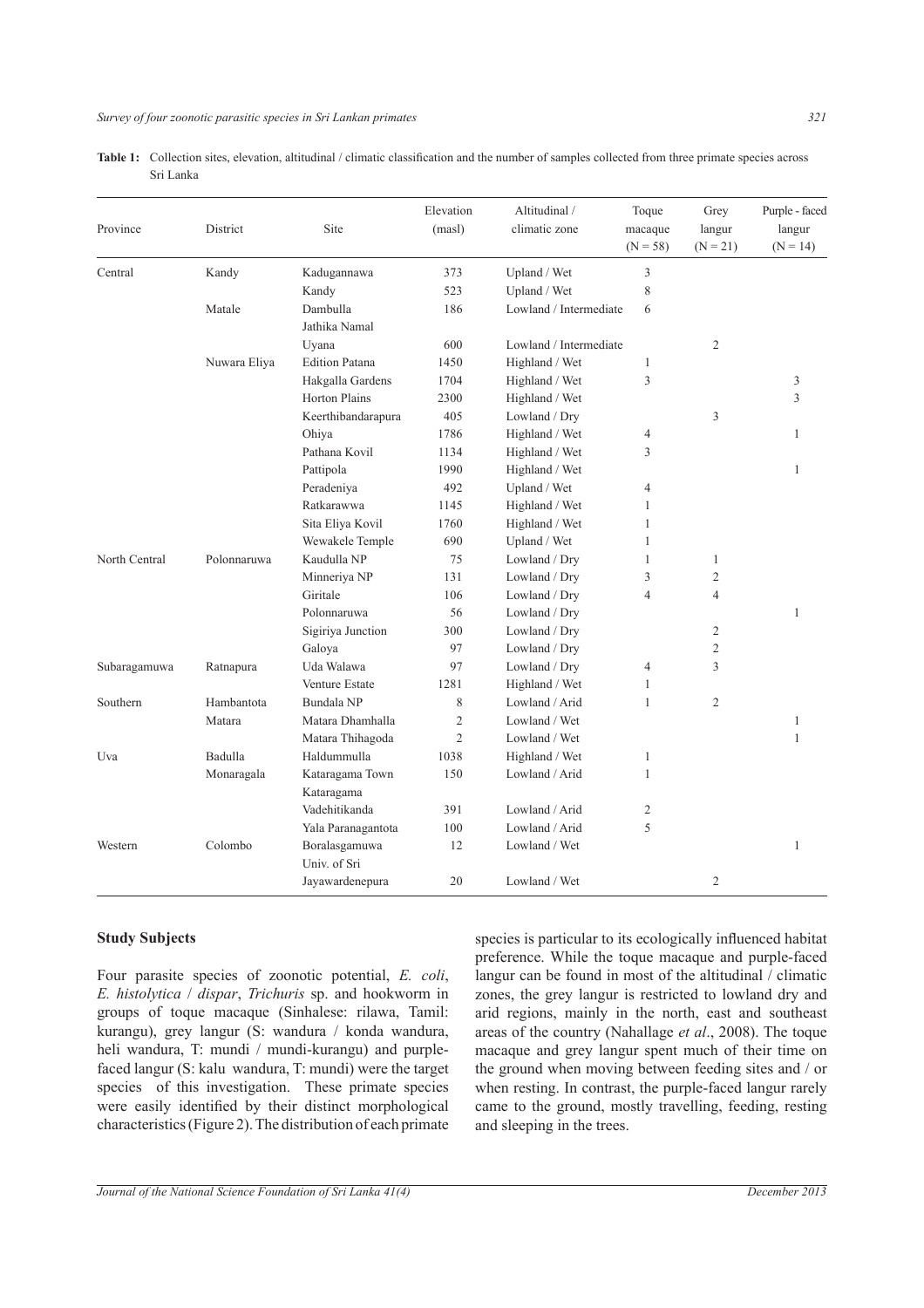**Table 1:** Collection sites, elevation, altitudinal / climatic classification and the number of samples collected from three primate species across Sri Lanka

| Province | District | Site | Elevation (masl) | Altitudinal / climatic zone | Toque macaque (N = 58) | Grey langur (N = 21) | Purple - faced langur (N = 14) |
|---|---|---|---|---|---|---|---|
| Central | Kandy | Kadugannawa | 373 | Upland / Wet | 3 | | |
| | | Kandy | 523 | Upland / Wet | 8 | | |
| | Matale | Dambulla | 186 | Lowland / Intermediate | 6 | | |
| | | Jathika Namal Uyana | 600 | Lowland / Intermediate | | 2 | |
| | Nuwara Eliya | Edition Patana | 1450 | Highland / Wet | 1 | | |
| | | Hakgalla Gardens | 1704 | Highland / Wet | 3 | | 3 |
| | | Horton Plains | 2300 | Highland / Wet | | | 3 |
| | | Keerthibandarapura | 405 | Lowland / Dry | | 3 | |
| | | Ohiya | 1786 | Highland / Wet | 4 | | 1 |
| | | Pathana Kovil | 1134 | Highland / Wet | 3 | | |
| | | Pattipola | 1990 | Highland / Wet | | | 1 |
| | | Peradeniya | 492 | Upland / Wet | 4 | | |
| | | Ratkarawwa | 1145 | Highland / Wet | 1 | | |
| | | Sita Eliya Kovil | 1760 | Highland / Wet | 1 | | |
| | | Wewakele Temple | 690 | Upland / Wet | 1 | | |
| North Central | Polonnaruwa | Kaudulla NP | 75 | Lowland / Dry | 1 | 1 | |
| | | Minneriya NP | 131 | Lowland / Dry | 3 | 2 | |
| | | Giritale | 106 | Lowland / Dry | 4 | 4 | |
| | | Polonnaruwa | 56 | Lowland / Dry | | | 1 |
| | | Sigiriya Junction | 300 | Lowland / Dry | | 2 | |
| | | Galoya | 97 | Lowland / Dry | | 2 | |
| Subaragamuwa | Ratnapura | Uda Walawa | 97 | Lowland / Dry | 4 | 3 | |
| | | Venture Estate | 1281 | Highland / Wet | 1 | | |
| Southern | Hambantota | Bundala NP | 8 | Lowland / Arid | 1 | 2 | |
| | Matara | Matara Dhamhalla | 2 | Lowland / Wet | | | 1 |
| | | Matara Thihagoda | 2 | Lowland / Wet | | | 1 |
| Uva | Badulla | Haldummulla | 1038 | Highland / Wet | 1 | | |
| | Monaragala | Kataragama Town | 150 | Lowland / Arid | 1 | | |
| | | Kataragama Vadehitikanda | 391 | Lowland / Arid | 2 | | |
| | | Yala Paranagantota | 100 | Lowland / Arid | 5 | | |
| Western | Colombo | Boralasgamuwa | 12 | Lowland / Wet | | | 1 |
| | | Univ. of Sri Jayawardenepura | 20 | Lowland / Wet | | 2 | |

## Study Subjects

Four parasite species of zoonotic potential, *E. coli*, *E. histolytica* / *dispar*, *Trichuris* sp. and hookworm in groups of toque macaque (Sinhalese: rilawa, Tamil: kurangu), grey langur (S: wandura / konda wandura, heli wandura, T: mundi / mundi-kurangu) and purple-faced langur (S: kalu wandura, T: mundi) were the target species of this investigation. These primate species were easily identified by their distinct morphological characteristics (Figure 2). The distribution of each primate species is particular to its ecologically influenced habitat preference. While the toque macaque and purple-faced langur can be found in most of the altitudinal / climatic zones, the grey langur is restricted to lowland dry and arid regions, mainly in the north, east and southeast areas of the country (Nahallage *et al*., 2008). The toque macaque and grey langur spent much of their time on the ground when moving between feeding sites and / or when resting. In contrast, the purple-faced langur rarely came to the ground, mostly travelling, feeding, resting and sleeping in the trees.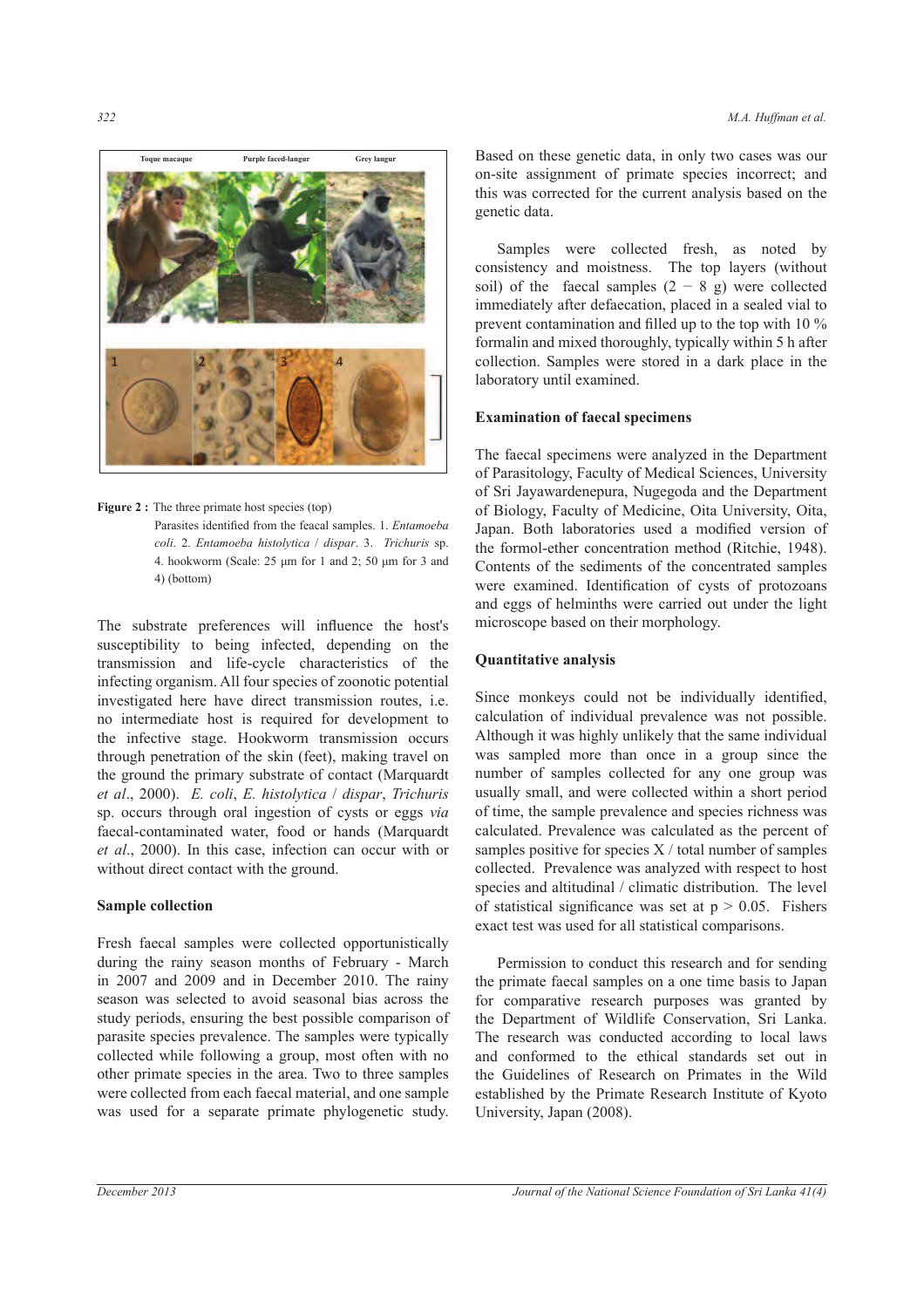**Figure 2 :** The three primate host species (top) Parasites identified from the feacal samples. 1. *Entamoeba coli*. 2. *Entamoeba histolytica* / *dispar*. 3. *Trichuris* sp. 4. hookworm (Scale: 25 µm for 1 and 2; 50 µm for 3 and 4) (bottom)

The substrate preferences will influence the host's susceptibility to being infected, depending on the transmission and life-cycle characteristics of the infecting organism. All four species of zoonotic potential investigated here have direct transmission routes, i.e. no intermediate host is required for development to the infective stage. Hookworm transmission occurs through penetration of the skin (feet), making travel on the ground the primary substrate of contact (Marquardt *et al*., 2000). *E. coli*, *E. histolytica* / *dispar*, *Trichuris* sp. occurs through oral ingestion of cysts or eggs *via* faecal-contaminated water, food or hands (Marquardt *et al*., 2000). In this case, infection can occur with or without direct contact with the ground.

### Sample collection

Fresh faecal samples were collected opportunistically during the rainy season months of February - March in 2007 and 2009 and in December 2010. The rainy season was selected to avoid seasonal bias across the study periods, ensuring the best possible comparison of parasite species prevalence. The samples were typically collected while following a group, most often with no other primate species in the area. Two to three samples were collected from each faecal material, and one sample was used for a separate primate phylogenetic study. Based on these genetic data, in only two cases was our on-site assignment of primate species incorrect; and this was corrected for the current analysis based on the genetic data.

Samples were collected fresh, as noted by consistency and moistness. The top layers (without soil) of the faecal samples (2 − 8 g) were collected immediately after defaecation, placed in a sealed vial to prevent contamination and filled up to the top with 10 % formalin and mixed thoroughly, typically within 5 h after collection. Samples were stored in a dark place in the laboratory until examined.

### Examination of faecal specimens

The faecal specimens were analyzed in the Department of Parasitology, Faculty of Medical Sciences, University of Sri Jayawardenepura, Nugegoda and the Department of Biology, Faculty of Medicine, Oita University, Oita, Japan. Both laboratories used a modified version of the formol-ether concentration method (Ritchie, 1948). Contents of the sediments of the concentrated samples were examined. Identification of cysts of protozoans and eggs of helminths were carried out under the light microscope based on their morphology.

### Quantitative analysis

Since monkeys could not be individually identified, calculation of individual prevalence was not possible. Although it was highly unlikely that the same individual was sampled more than once in a group since the number of samples collected for any one group was usually small, and were collected within a short period of time, the sample prevalence and species richness was calculated. Prevalence was calculated as the percent of samples positive for species X / total number of samples collected. Prevalence was analyzed with respect to host species and altitudinal / climatic distribution. The level of statistical significance was set at $p > 0.05$. Fishers exact test was used for all statistical comparisons.

Permission to conduct this research and for sending the primate faecal samples on a one time basis to Japan for comparative research purposes was granted by the Department of Wildlife Conservation, Sri Lanka. The research was conducted according to local laws and conformed to the ethical standards set out in the Guidelines of Research on Primates in the Wild established by the Primate Research Institute of Kyoto University, Japan (2008).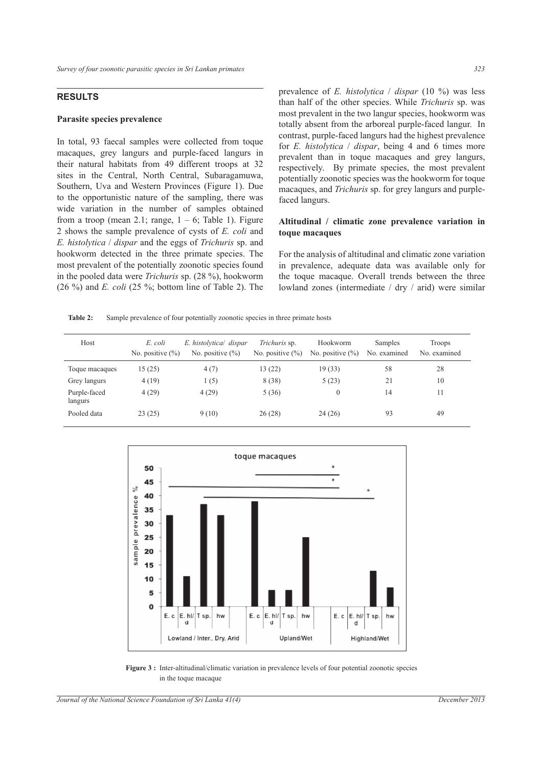## RESULTS

### Parasite species prevalence

In total, 93 faecal samples were collected from toque macaques, grey langurs and purple-faced langurs in their natural habitats from 49 different troops at 32 sites in the Central, North Central, Subaragamuwa, Southern, Uva and Western Provinces (Figure 1). Due to the opportunistic nature of the sampling, there was wide variation in the number of samples obtained from a troop (mean 2.1; range, 1 – 6; Table 1). Figure 2 shows the sample prevalence of cysts of *E. coli* and *E. histolytica* / *dispar* and the eggs of *Trichuris* sp. and hookworm detected in the three primate species. The most prevalent of the potentially zoonotic species found in the pooled data were *Trichuris* sp. (28 %), hookworm (26 %) and *E. coli* (25 %; bottom line of Table 2). The prevalence of *E. histolytica* / *dispar* (10 %) was less than half of the other species. While *Trichuris* sp. was most prevalent in the two langur species, hookworm was totally absent from the arboreal purple-faced langur. In contrast, purple-faced langurs had the highest prevalence for *E. histolytica* / *dispar*, being 4 and 6 times more prevalent than in toque macaques and grey langurs, respectively. By primate species, the most prevalent potentially zoonotic species was the hookworm for toque macaques, and *Trichuris* sp. for grey langurs and purple-faced langurs.

### Altitudinal / climatic zone prevalence variation in toque macaques

For the analysis of altitudinal and climatic zone variation in prevalence, adequate data was available only for the toque macaque. Overall trends between the three lowland zones (intermediate / dry / arid) were similar

**Table 2:** Sample prevalence of four potentially zoonotic species in three primate hosts

| Host | *E. coli* No. positive (%) | *E. histolytica*/ *dispar* No. positive (%) | *Trichuris* sp. No. positive (%) | Hookworm No. positive (%) | Samples No. examined | Troops No. examined |
|---|---|---|---|---|---|---|
| Toque macaques | 15 (25) | 4 (7) | 13 (22) | 19 (33) | 58 | 28 |
| Grey langurs | 4 (19) | 1 (5) | 8 (38) | 5 (23) | 21 | 10 |
| Purple-faced langurs | 4 (29) | 4 (29) | 5 (36) | 0 | 14 | 11 |
| Pooled data | 23 (25) | 9 (10) | 26 (28) | 24 (26) | 93 | 49 |

**Figure 3 :** Inter-altitudinal/climatic variation in prevalence levels of four potential zoonotic species in the toque macaque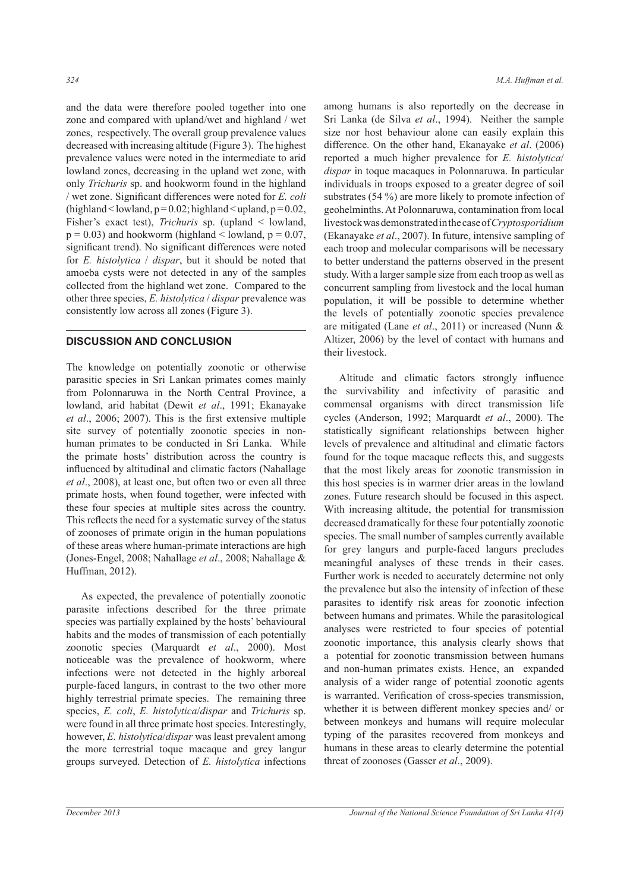and the data were therefore pooled together into one zone and compared with upland/wet and highland / wet zones, respectively. The overall group prevalence values decreased with increasing altitude (Figure 3). The highest prevalence values were noted in the intermediate to arid lowland zones, decreasing in the upland wet zone, with only *Trichuris* sp. and hookworm found in the highland / wet zone. Significant differences were noted for *E. coli* (highland < lowland, $p = 0.02$; highland < upland, $p = 0.02$, Fisher's exact test), *Trichuris* sp. (upland < lowland, $p = 0.03$) and hookworm (highland < lowland, $p = 0.07$, significant trend). No significant differences were noted for *E. histolytica* / *dispar*, but it should be noted that amoeba cysts were not detected in any of the samples collected from the highland wet zone. Compared to the other three species, *E. histolytica* / *dispar* prevalence was consistently low across all zones (Figure 3).

## DISCUSSION AND CONCLUSION

The knowledge on potentially zoonotic or otherwise parasitic species in Sri Lankan primates comes mainly from Polonnaruwa in the North Central Province, a lowland, arid habitat (Dewit *et al*., 1991; Ekanayake *et al*., 2006; 2007). This is the first extensive multiple site survey of potentially zoonotic species in non-human primates to be conducted in Sri Lanka. While the primate hosts' distribution across the country is influenced by altitudinal and climatic factors (Nahallage *et al*., 2008), at least one, but often two or even all three primate hosts, when found together, were infected with these four species at multiple sites across the country. This reflects the need for a systematic survey of the status of zoonoses of primate origin in the human populations of these areas where human-primate interactions are high (Jones-Engel, 2008; Nahallage *et al*., 2008; Nahallage & Huffman, 2012).

As expected, the prevalence of potentially zoonotic parasite infections described for the three primate species was partially explained by the hosts' behavioural habits and the modes of transmission of each potentially zoonotic species (Marquardt *et al*., 2000). Most noticeable was the prevalence of hookworm, where infections were not detected in the highly arboreal purple-faced langurs, in contrast to the two other more highly terrestrial primate species. The remaining three species, *E. coli*, *E. histolytica*/*dispar* and *Trichuris* sp. were found in all three primate host species. Interestingly, however, *E. histolytica*/*dispar* was least prevalent among the more terrestrial toque macaque and grey langur groups surveyed. Detection of *E. histolytica* infections among humans is also reportedly on the decrease in Sri Lanka (de Silva *et al*., 1994). Neither the sample size nor host behaviour alone can easily explain this difference. On the other hand, Ekanayake *et al*. (2006) reported a much higher prevalence for *E. histolytica*/*dispar* in toque macaques in Polonnaruwa. In particular individuals in troops exposed to a greater degree of soil substrates (54 %) are more likely to promote infection of geohelminths. At Polonnaruwa, contamination from local livestock was demonstrated in the case of *Cryptosporidium* (Ekanayake *et al*., 2007). In future, intensive sampling of each troop and molecular comparisons will be necessary to better understand the patterns observed in the present study. With a larger sample size from each troop as well as concurrent sampling from livestock and the local human population, it will be possible to determine whether the levels of potentially zoonotic species prevalence are mitigated (Lane *et al*., 2011) or increased (Nunn & Altizer, 2006) by the level of contact with humans and their livestock.

Altitude and climatic factors strongly influence the survivability and infectivity of parasitic and commensal organisms with direct transmission life cycles (Anderson, 1992; Marquardt *et al*., 2000). The statistically significant relationships between higher levels of prevalence and altitudinal and climatic factors found for the toque macaque reflects this, and suggests that the most likely areas for zoonotic transmission in this host species is in warmer drier areas in the lowland zones. Future research should be focused in this aspect. With increasing altitude, the potential for transmission decreased dramatically for these four potentially zoonotic species. The small number of samples currently available for grey langurs and purple-faced langurs precludes meaningful analyses of these trends in their cases. Further work is needed to accurately determine not only the prevalence but also the intensity of infection of these parasites to identify risk areas for zoonotic infection between humans and primates. While the parasitological analyses were restricted to four species of potential zoonotic importance, this analysis clearly shows that a potential for zoonotic transmission between humans and non-human primates exists. Hence, an expanded analysis of a wider range of potential zoonotic agents is warranted. Verification of cross-species transmission, whether it is between different monkey species and/ or between monkeys and humans will require molecular typing of the parasites recovered from monkeys and humans in these areas to clearly determine the potential threat of zoonoses (Gasser *et al*., 2009).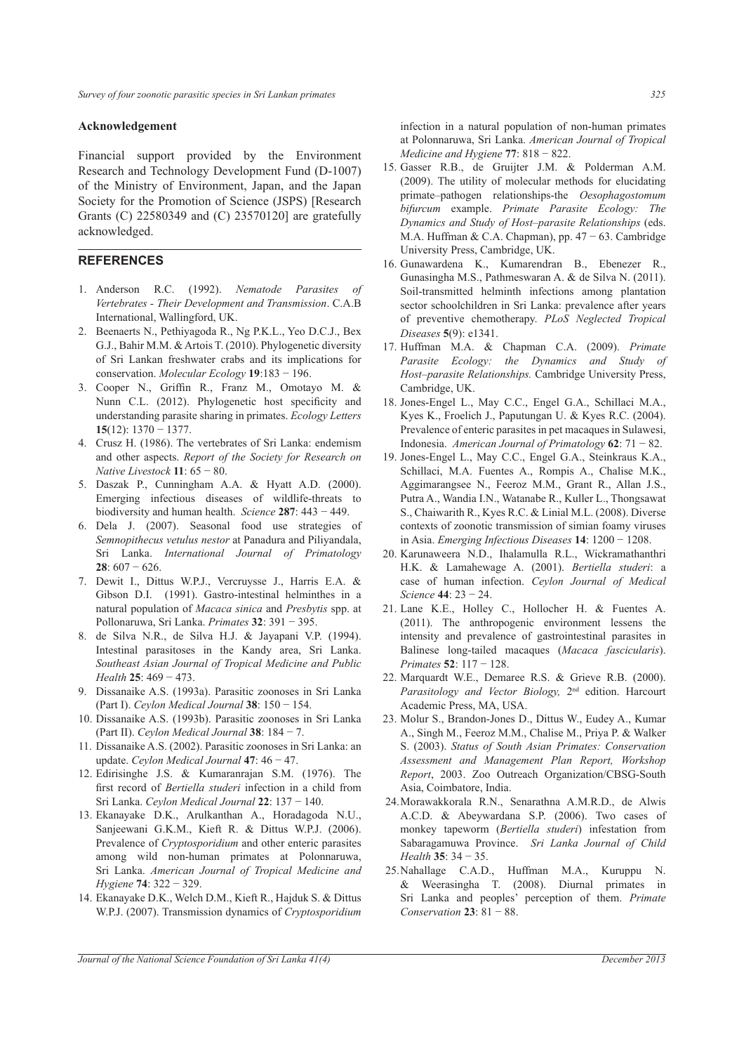## Acknowledgement

Financial support provided by the Environment Research and Technology Development Fund (D-1007) of the Ministry of Environment, Japan, and the Japan Society for the Promotion of Science (JSPS) [Research Grants (C) 22580349 and (C) 23570120] are gratefully acknowledged.

## REFERENCES

1. Anderson R.C. (1992). *Nematode Parasites of Vertebrates - Their Development and Transmission*. C.A.B International, Wallingford, UK.
2. Beenaerts N., Pethiyagoda R., Ng P.K.L., Yeo D.C.J., Bex G.J., Bahir M.M. & Artois T. (2010). Phylogenetic diversity of Sri Lankan freshwater crabs and its implications for conservation. *Molecular Ecology* **19**:183 − 196.
3. Cooper N., Griffin R., Franz M., Omotayo M. & Nunn C.L. (2012). Phylogenetic host specificity and understanding parasite sharing in primates. *Ecology Letters* **15**(12): 1370 − 1377.
4. Crusz H. (1986). The vertebrates of Sri Lanka: endemism and other aspects. *Report of the Society for Research on Native Livestock* **11**: 65 − 80.
5. Daszak P., Cunningham A.A. & Hyatt A.D. (2000). Emerging infectious diseases of wildlife-threats to biodiversity and human health. *Science* **287**: 443 − 449.
6. Dela J. (2007). Seasonal food use strategies of *Semnopithecus vetulus nestor* at Panadura and Piliyandala, Sri Lanka. *International Journal of Primatology* **28**: 607 − 626.
7. Dewit I., Dittus W.P.J., Vercruysse J., Harris E.A. & Gibson D.I. (1991). Gastro-intestinal helminthes in a natural population of *Macaca sinica* and *Presbytis* spp. at Pollonaruwa, Sri Lanka. *Primates* **32**: 391 − 395.
8. de Silva N.R., de Silva H.J. & Jayapani V.P. (1994). Intestinal parasitoses in the Kandy area, Sri Lanka. *Southeast Asian Journal of Tropical Medicine and Public Health* **25**: 469 − 473.
9. Dissanaike A.S. (1993a). Parasitic zoonoses in Sri Lanka (Part I). *Ceylon Medical Journal* **38**: 150 − 154.
10. Dissanaike A.S. (1993b). Parasitic zoonoses in Sri Lanka (Part II). *Ceylon Medical Journal* **38**: 184 − 7.
11. Dissanaike A.S. (2002). Parasitic zoonoses in Sri Lanka: an update. *Ceylon Medical Journal* **47**: 46 − 47.
12. Edirisinghe J.S. & Kumaranrajan S.M. (1976). The first record of *Bertiella studeri* infection in a child from Sri Lanka. *Ceylon Medical Journal* **22**: 137 − 140.
13. Ekanayake D.K., Arulkanthan A., Horadagoda N.U., Sanjeewani G.K.M., Kieft R. & Dittus W.P.J. (2006). Prevalence of *Cryptosporidium* and other enteric parasites among wild non-human primates at Polonnaruwa, Sri Lanka. *American Journal of Tropical Medicine and Hygiene* **74**: 322 − 329.
14. Ekanayake D.K., Welch D.M., Kieft R., Hajduk S. & Dittus W.P.J. (2007). Transmission dynamics of *Cryptosporidium* infection in a natural population of non-human primates at Polonnaruwa, Sri Lanka. *American Journal of Tropical Medicine and Hygiene* **77**: 818 − 822.
15. Gasser R.B., de Gruijter J.M. & Polderman A.M. (2009). The utility of molecular methods for elucidating primate–pathogen relationships-the *Oesophagostomum bifurcum* example. *Primate Parasite Ecology: The Dynamics and Study of Host–parasite Relationships* (eds. M.A. Huffman & C.A. Chapman), pp. 47 − 63. Cambridge University Press, Cambridge, UK.
16. Gunawardena K., Kumarendran B., Ebenezer R., Gunasingha M.S., Pathmeswaran A. & de Silva N. (2011). Soil-transmitted helminth infections among plantation sector schoolchildren in Sri Lanka: prevalence after years of preventive chemotherapy. *PLoS Neglected Tropical Diseases* **5**(9): e1341.
17. Huffman M.A. & Chapman C.A. (2009). *Primate Parasite Ecology: the Dynamics and Study of Host–parasite Relationships.* Cambridge University Press, Cambridge, UK.
18. Jones-Engel L., May C.C., Engel G.A., Schillaci M.A., Kyes K., Froelich J., Paputungan U. & Kyes R.C. (2004). Prevalence of enteric parasites in pet macaques in Sulawesi, Indonesia. *American Journal of Primatology* **62**: 71 − 82.
19. Jones-Engel L., May C.C., Engel G.A., Steinkraus K.A., Schillaci, M.A. Fuentes A., Rompis A., Chalise M.K., Aggimarangsee N., Feeroz M.M., Grant R., Allan J.S., Putra A., Wandia I.N., Watanabe R., Kuller L., Thongsawat S., Chaiwarith R., Kyes R.C. & Linial M.L. (2008). Diverse contexts of zoonotic transmission of simian foamy viruses in Asia. *Emerging Infectious Diseases* **14**: 1200 − 1208.
20. Karunaweera N.D., Ihalamulla R.L., Wickramathanthri H.K. & Lamahewage A. (2001). *Bertiella studeri*: a case of human infection. *Ceylon Journal of Medical Science* **44**: 23 − 24.
21. Lane K.E., Holley C., Hollocher H. & Fuentes A. (2011). The anthropogenic environment lessens the intensity and prevalence of gastrointestinal parasites in Balinese long-tailed macaques (*Macaca fascicularis*). *Primates* **52**: 117 − 128.
22. Marquardt W.E., Demaree R.S. & Grieve R.B. (2000). *Parasitology and Vector Biology,* 2nd edition. Harcourt Academic Press, MA, USA.
23. Molur S., Brandon-Jones D., Dittus W., Eudey A., Kumar A., Singh M., Feeroz M.M., Chalise M., Priya P. & Walker S. (2003). *Status of South Asian Primates: Conservation Assessment and Management Plan Report, Workshop Report*, 2003. Zoo Outreach Organization/CBSG-South Asia, Coimbatore, India.
24. Morawakkorala R.N., Senarathna A.M.R.D., de Alwis A.C.D. & Abeywardana S.P. (2006). Two cases of monkey tapeworm (*Bertiella studeri*) infestation from Sabaragamuwa Province. *Sri Lanka Journal of Child Health* **35**: 34 − 35.
25. Nahallage C.A.D., Huffman M.A., Kuruppu N. & Weerasingha T. (2008). Diurnal primates in Sri Lanka and peoples' perception of them. *Primate Conservation* **23**: 81 − 88.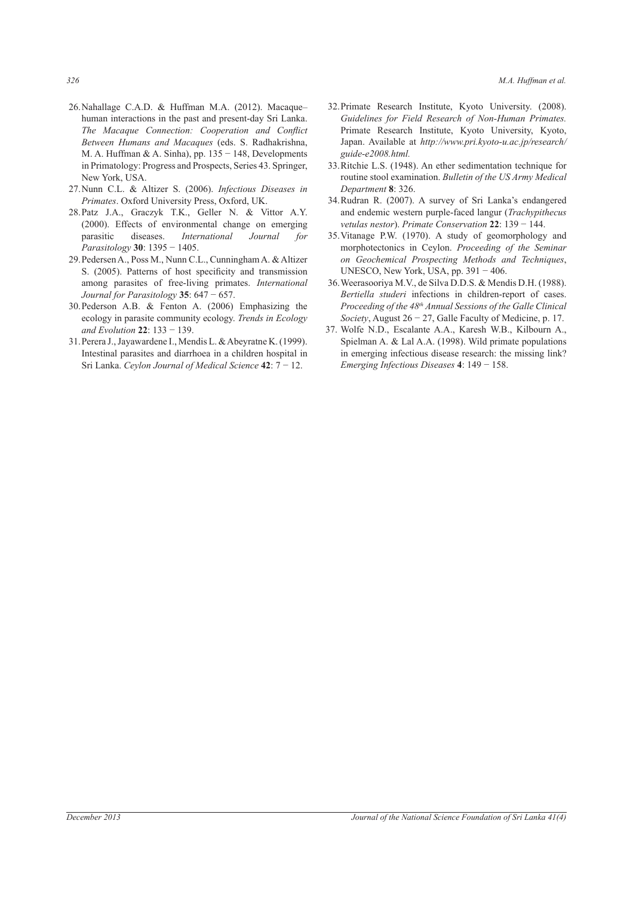26. Nahallage C.A.D. & Huffman M.A. (2012). Macaque–human interactions in the past and present-day Sri Lanka. *The Macaque Connection: Cooperation and Conflict Between Humans and Macaques* (eds. S. Radhakrishna, M. A. Huffman & A. Sinha), pp. 135 − 148, Developments in Primatology: Progress and Prospects, Series 43. Springer, New York, USA.
27. Nunn C.L. & Altizer S. (2006). *Infectious Diseases in Primates*. Oxford University Press, Oxford, UK.
28. Patz J.A., Graczyk T.K., Geller N. & Vittor A.Y. (2000). Effects of environmental change on emerging parasitic diseases. *International Journal for Parasitology* **30**: 1395 − 1405.
29. Pedersen A., Poss M., Nunn C.L., Cunningham A. & Altizer S. (2005). Patterns of host specificity and transmission among parasites of free-living primates. *International Journal for Parasitology* **35**: 647 − 657.
30. Pederson A.B. & Fenton A. (2006) Emphasizing the ecology in parasite community ecology. *Trends in Ecology and Evolution* **22**: 133 − 139.
31. Perera J., Jayawardene I., Mendis L. & Abeyratne K. (1999). Intestinal parasites and diarrhoea in a children hospital in Sri Lanka. *Ceylon Journal of Medical Science* **42**: 7 − 12.
32. Primate Research Institute, Kyoto University. (2008). *Guidelines for Field Research of Non-Human Primates.* Primate Research Institute, Kyoto University, Kyoto, Japan. Available at *http://www.pri.kyoto-u.ac.jp/research/guide-e2008.html.*
33. Ritchie L.S. (1948). An ether sedimentation technique for routine stool examination. *Bulletin of the US Army Medical Department* **8**: 326.
34. Rudran R. (2007). A survey of Sri Lanka's endangered and endemic western purple-faced langur (*Trachypithecus vetulas nestor*). *Primate Conservation* **22**: 139 − 144.
35. Vitanage P.W. (1970). A study of geomorphology and morphotectonics in Ceylon. *Proceeding of the Seminar on Geochemical Prospecting Methods and Techniques*, UNESCO, New York, USA, pp. 391 − 406.
36. Weerasooriya M.V., de Silva D.D.S. & Mendis D.H. (1988). *Bertiella studeri* infections in children-report of cases. *Proceeding of the 48th Annual Sessions of the Galle Clinical Society*, August 26 − 27, Galle Faculty of Medicine, p. 17.
37. Wolfe N.D., Escalante A.A., Karesh W.B., Kilbourn A., Spielman A. & Lal A.A. (1998). Wild primate populations in emerging infectious disease research: the missing link? *Emerging Infectious Diseases* **4**: 149 − 158.